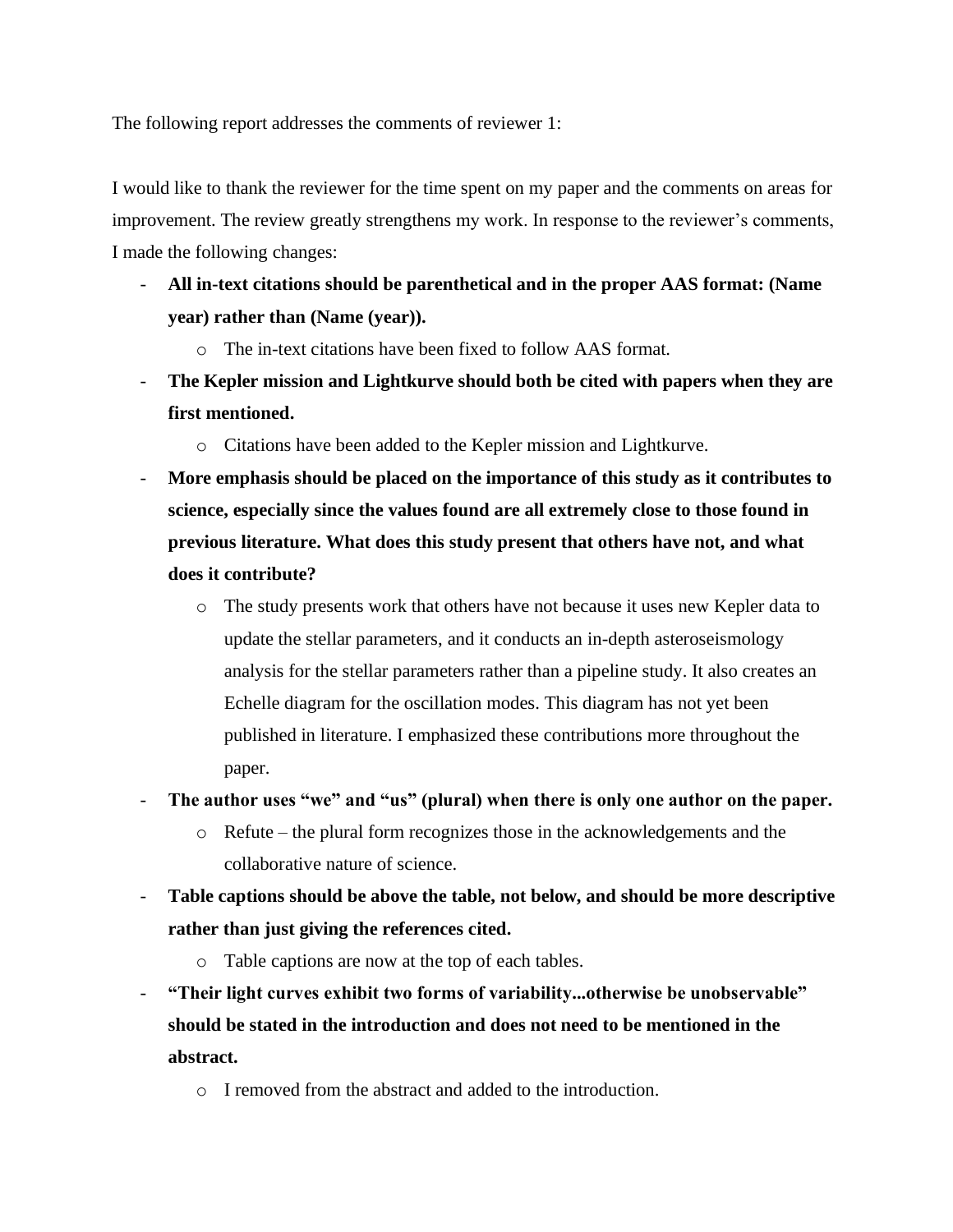The following report addresses the comments of reviewer 1:

I would like to thank the reviewer for the time spent on my paper and the comments on areas for improvement. The review greatly strengthens my work. In response to the reviewer's comments, I made the following changes:

- **All in-text citations should be parenthetical and in the proper AAS format: (Name year) rather than (Name (year)).**
    - The in-text citations have been fixed to follow AAS format.
- **The Kepler mission and Lightkurve should both be cited with papers when they are first mentioned.**
    - Citations have been added to the Kepler mission and Lightkurve.
- **More emphasis should be placed on the importance of this study as it contributes to science, especially since the values found are all extremely close to those found in previous literature. What does this study present that others have not, and what does it contribute?**
    - The study presents work that others have not because it uses new Kepler data to update the stellar parameters, and it conducts an in-depth asteroseismology analysis for the stellar parameters rather than a pipeline study. It also creates an Echelle diagram for the oscillation modes. This diagram has not yet been published in literature. I emphasized these contributions more throughout the paper.
- **The author uses "we" and "us" (plural) when there is only one author on the paper.**
    - Refute – the plural form recognizes those in the acknowledgements and the collaborative nature of science.
- **Table captions should be above the table, not below, and should be more descriptive rather than just giving the references cited.**
    - Table captions are now at the top of each tables.
- **"Their light curves exhibit two forms of variability...otherwise be unobservable" should be stated in the introduction and does not need to be mentioned in the abstract.**
    - I removed from the abstract and added to the introduction.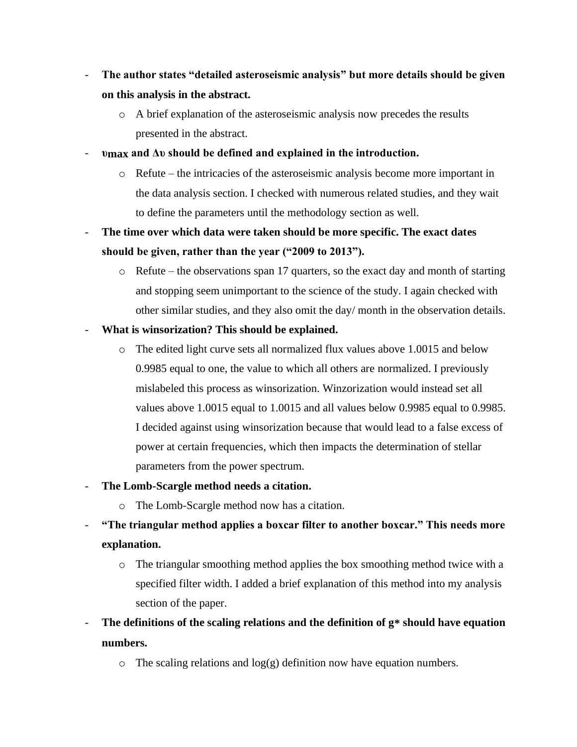- **The author states "detailed asteroseismic analysis" but more details should be given on this analysis in the abstract.**
  - A brief explanation of the asteroseismic analysis now precedes the results presented in the abstract.
- **$\upsilon_{max}$ and $\Delta\upsilon$ should be defined and explained in the introduction.**
  - Refute – the intricacies of the asteroseismic analysis become more important in the data analysis section. I checked with numerous related studies, and they wait to define the parameters until the methodology section as well.
- **The time over which data were taken should be more specific. The exact dates should be given, rather than the year ("2009 to 2013").**
  - Refute – the observations span 17 quarters, so the exact day and month of starting and stopping seem unimportant to the science of the study. I again checked with other similar studies, and they also omit the day/ month in the observation details.
- **What is winsorization? This should be explained.**
  - The edited light curve sets all normalized flux values above 1.0015 and below 0.9985 equal to one, the value to which all others are normalized. I previously mislabeled this process as winsorization. Winzorization would instead set all values above 1.0015 equal to 1.0015 and all values below 0.9985 equal to 0.9985. I decided against using winsorization because that would lead to a false excess of power at certain frequencies, which then impacts the determination of stellar parameters from the power spectrum.
- **The Lomb-Scargle method needs a citation.**
  - The Lomb-Scargle method now has a citation.
- **"The triangular method applies a boxcar filter to another boxcar." This needs more explanation.**
  - The triangular smoothing method applies the box smoothing method twice with a specified filter width. I added a brief explanation of this method into my analysis section of the paper.
- **The definitions of the scaling relations and the definition of $g_*$ should have equation numbers.**
  - The scaling relations and log(g) definition now have equation numbers.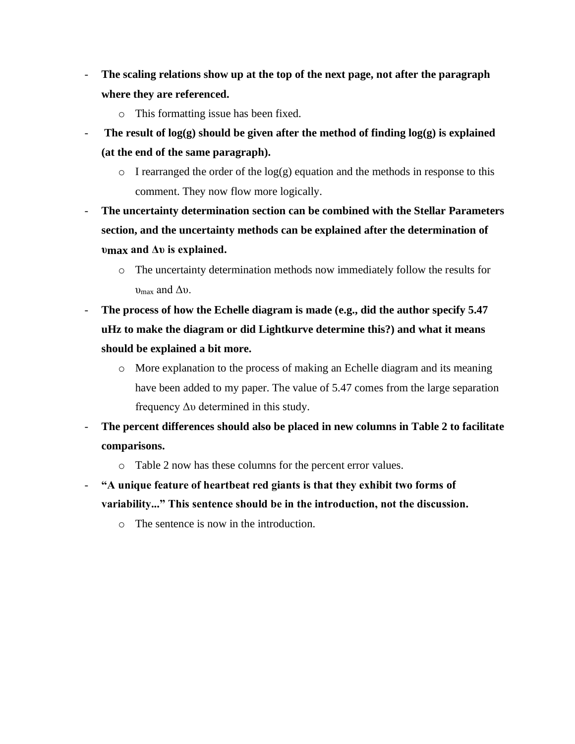- **The scaling relations show up at the top of the next page, not after the paragraph where they are referenced.**
    - This formatting issue has been fixed.
- **The result of log(g) should be given after the method of finding log(g) is explained (at the end of the same paragraph).**
    - I rearranged the order of the log(g) equation and the methods in response to this comment. They now flow more logically.
- **The uncertainty determination section can be combined with the Stellar Parameters section, and the uncertainty methods can be explained after the determination of $\upsilon_{max}$ and $\Delta\upsilon$ is explained.**
    - The uncertainty determination methods now immediately follow the results for $\upsilon_{max}$ and $\Delta\upsilon$.
- **The process of how the Echelle diagram is made (e.g., did the author specify 5.47 uHz to make the diagram or did Lightkurve determine this?) and what it means should be explained a bit more.**
    - More explanation to the process of making an Echelle diagram and its meaning have been added to my paper. The value of 5.47 comes from the large separation frequency $\Delta\upsilon$ determined in this study.
- **The percent differences should also be placed in new columns in Table 2 to facilitate comparisons.**
    - Table 2 now has these columns for the percent error values.
- **"A unique feature of heartbeat red giants is that they exhibit two forms of variability..." This sentence should be in the introduction, not the discussion.**
    - The sentence is now in the introduction.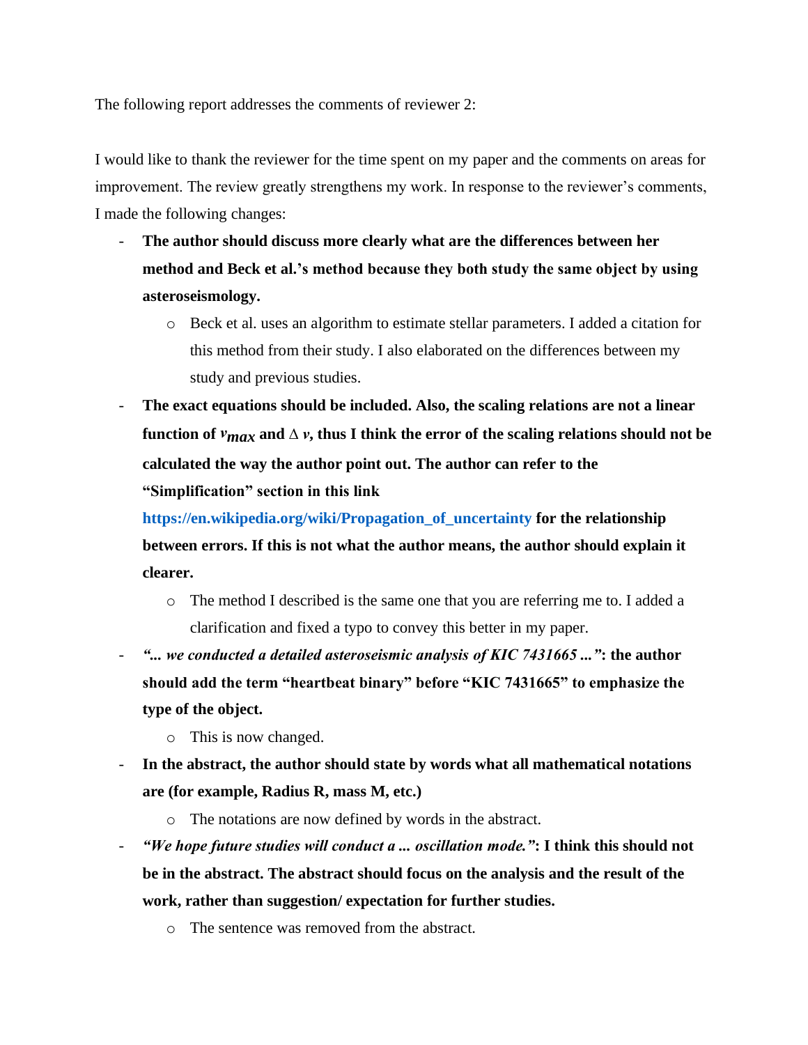The following report addresses the comments of reviewer 2:

I would like to thank the reviewer for the time spent on my paper and the comments on areas for improvement. The review greatly strengthens my work. In response to the reviewer's comments, I made the following changes:

- **The author should discuss more clearly what are the differences between her method and Beck et al.'s method because they both study the same object by using asteroseismology.**
    - Beck et al. uses an algorithm to estimate stellar parameters. I added a citation for this method from their study. I also elaborated on the differences between my study and previous studies.
- **The exact equations should be included. Also, the scaling relations are not a linear function of $\nu_{max}$ and $\Delta\nu$, thus I think the error of the scaling relations should not be calculated the way the author point out. The author can refer to the "Simplification" section in this link https://en.wikipedia.org/wiki/Propagation_of_uncertainty for the relationship between errors. If this is not what the author means, the author should explain it clearer.**
    - The method I described is the same one that you are referring me to. I added a clarification and fixed a typo to convey this better in my paper.
- ***"... we conducted a detailed asteroseismic analysis of KIC 7431665 ..."*: the author should add the term "heartbeat binary" before "KIC 7431665" to emphasize the type of the object.**
    - This is now changed.
- **In the abstract, the author should state by words what all mathematical notations are (for example, Radius R, mass M, etc.)**
    - The notations are now defined by words in the abstract.
- ***"We hope future studies will conduct a ... oscillation mode."*: I think this should not be in the abstract. The abstract should focus on the analysis and the result of the work, rather than suggestion/ expectation for further studies.**
    - The sentence was removed from the abstract.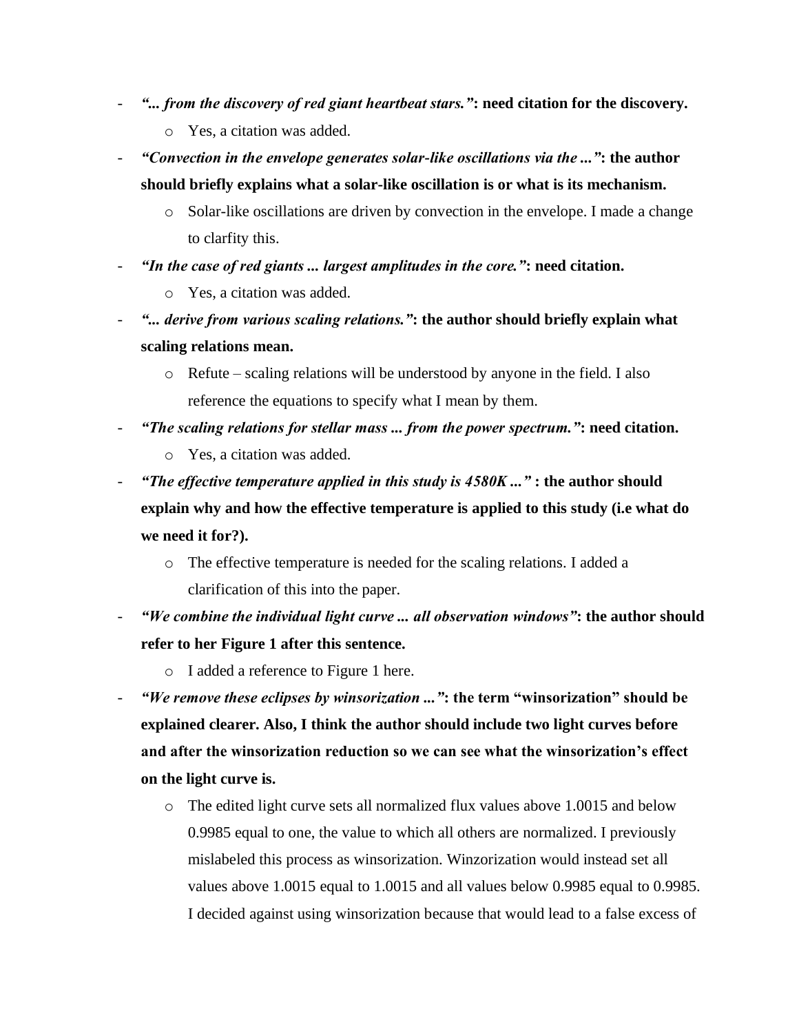- ***"... from the discovery of red giant heartbeat stars."*: need citation for the discovery.**
  - Yes, a citation was added.
- ***"Convection in the envelope generates solar-like oscillations via the ..."*: the author should briefly explains what a solar-like oscillation is or what is its mechanism.**
  - Solar-like oscillations are driven by convection in the envelope. I made a change to clarfity this.
- ***"In the case of red giants ... largest amplitudes in the core."*: need citation.**
  - Yes, a citation was added.
- ***"... derive from various scaling relations."*: the author should briefly explain what scaling relations mean.**
  - Refute – scaling relations will be understood by anyone in the field. I also reference the equations to specify what I mean by them.
- ***"The scaling relations for stellar mass ... from the power spectrum."*: need citation.**
  - Yes, a citation was added.
- ***"The effective temperature applied in this study is 4580K ..."* : the author should explain why and how the effective temperature is applied to this study (i.e what do we need it for?).**
  - The effective temperature is needed for the scaling relations. I added a clarification of this into the paper.
- ***"We combine the individual light curve ... all observation windows"*: the author should refer to her Figure 1 after this sentence.**
  - I added a reference to Figure 1 here.
- ***"We remove these eclipses by winsorization ..."*: the term "winsorization" should be explained clearer. Also, I think the author should include two light curves before and after the winsorization reduction so we can see what the winsorization's effect on the light curve is.**
  - The edited light curve sets all normalized flux values above 1.0015 and below 0.9985 equal to one, the value to which all others are normalized. I previously mislabeled this process as winsorization. Winzorization would instead set all values above 1.0015 equal to 1.0015 and all values below 0.9985 equal to 0.9985. I decided against using winsorization because that would lead to a false excess of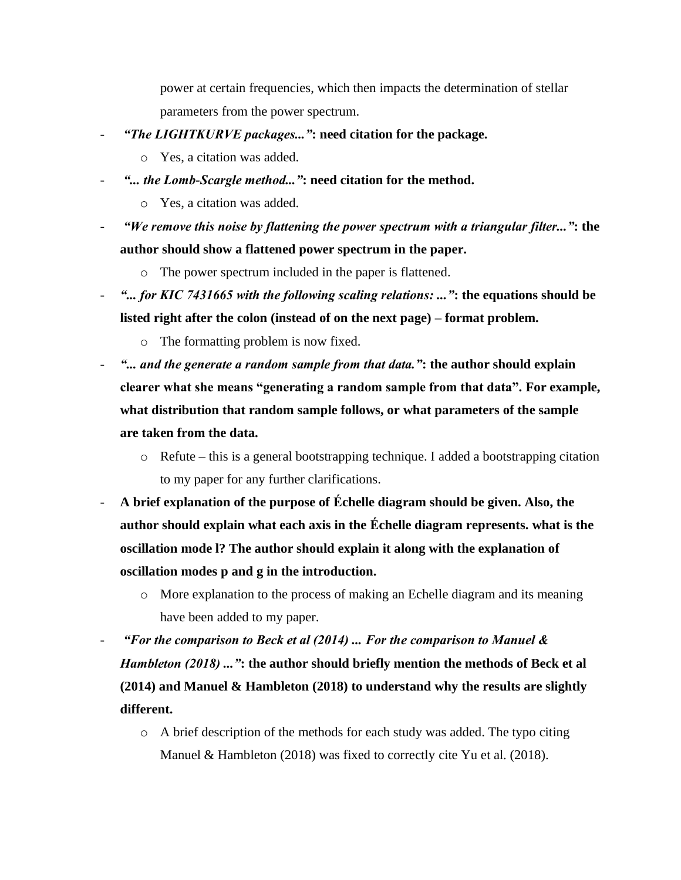power at certain frequencies, which then impacts the determination of stellar parameters from the power spectrum.

- ***"The LIGHTKURVE packages..."*: need citation for the package.**
    - Yes, a citation was added.
- ***"... the Lomb-Scargle method..."*: need citation for the method.**
    - Yes, a citation was added.
- ***"We remove this noise by flattening the power spectrum with a triangular filter..."*: the author should show a flattened power spectrum in the paper.**
    - The power spectrum included in the paper is flattened.
- ***"... for KIC 7431665 with the following scaling relations: ..."*: the equations should be listed right after the colon (instead of on the next page) – format problem.**
    - The formatting problem is now fixed.
- ***"... and the generate a random sample from that data."*: the author should explain clearer what she means "generating a random sample from that data". For example, what distribution that random sample follows, or what parameters of the sample are taken from the data.**
    - Refute – this is a general bootstrapping technique. I added a bootstrapping citation to my paper for any further clarifications.
- **A brief explanation of the purpose of Échelle diagram should be given. Also, the author should explain what each axis in the Échelle diagram represents. what is the oscillation mode l? The author should explain it along with the explanation of oscillation modes p and g in the introduction.**
    - More explanation to the process of making an Echelle diagram and its meaning have been added to my paper.
- ***"For the comparison to Beck et al (2014) ... For the comparison to Manuel & Hambleton (2018) ..."*: the author should briefly mention the methods of Beck et al (2014) and Manuel & Hambleton (2018) to understand why the results are slightly different.**
    - A brief description of the methods for each study was added. The typo citing Manuel & Hambleton (2018) was fixed to correctly cite Yu et al. (2018).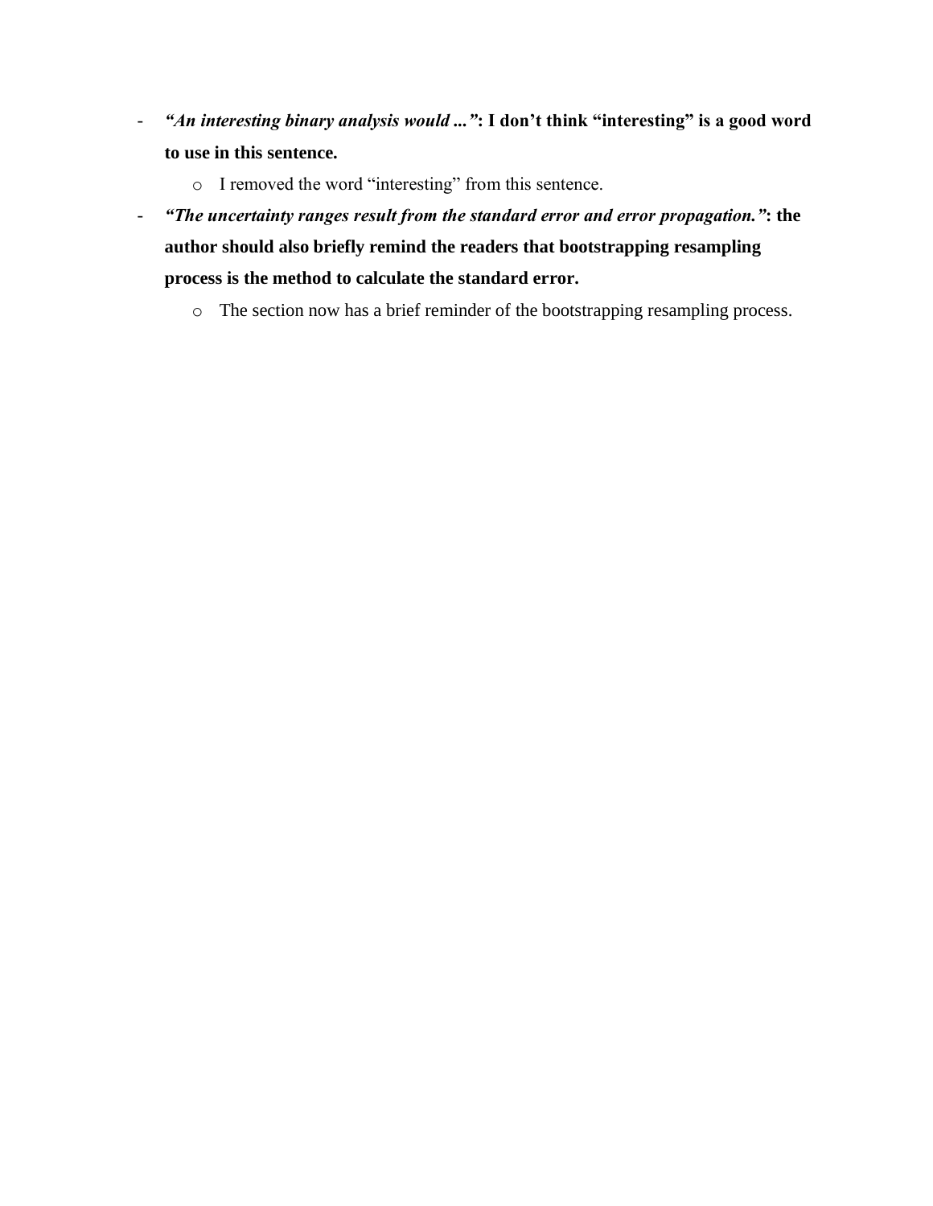- ***"An interesting binary analysis would ..."*: I don't think "interesting" is a good word to use in this sentence.**
    - I removed the word "interesting" from this sentence.
- ***"The uncertainty ranges result from the standard error and error propagation."*: the author should also briefly remind the readers that bootstrapping resampling process is the method to calculate the standard error.**
    - The section now has a brief reminder of the bootstrapping resampling process.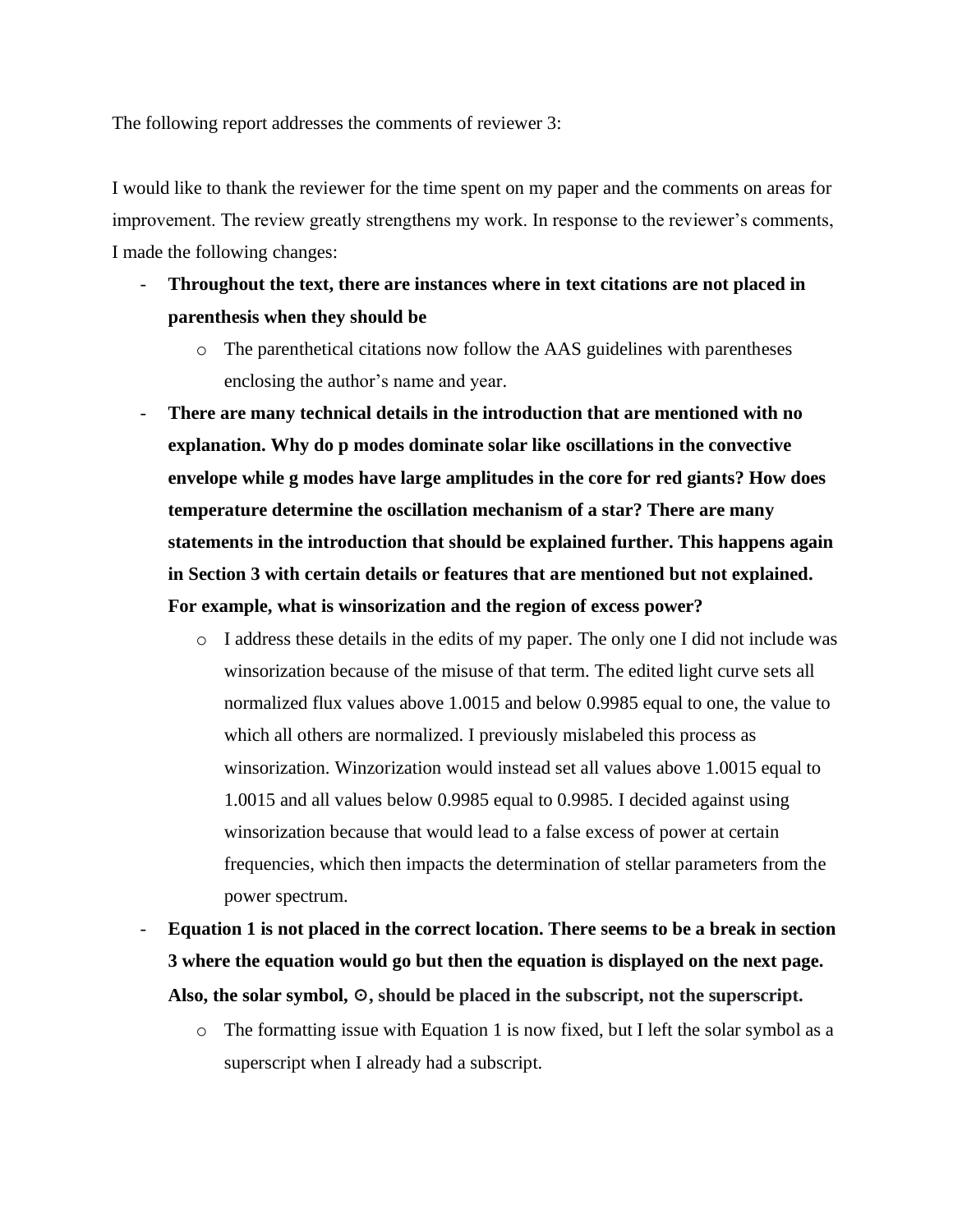The following report addresses the comments of reviewer 3:

I would like to thank the reviewer for the time spent on my paper and the comments on areas for improvement. The review greatly strengthens my work. In response to the reviewer's comments, I made the following changes:

- **Throughout the text, there are instances where in text citations are not placed in parenthesis when they should be**
  - The parenthetical citations now follow the AAS guidelines with parentheses enclosing the author's name and year.
- **There are many technical details in the introduction that are mentioned with no explanation. Why do p modes dominate solar like oscillations in the convective envelope while g modes have large amplitudes in the core for red giants? How does temperature determine the oscillation mechanism of a star? There are many statements in the introduction that should be explained further. This happens again in Section 3 with certain details or features that are mentioned but not explained. For example, what is winsorization and the region of excess power?**
  - I address these details in the edits of my paper. The only one I did not include was winsorization because of the misuse of that term. The edited light curve sets all normalized flux values above 1.0015 and below 0.9985 equal to one, the value to which all others are normalized. I previously mislabeled this process as winsorization. Winzorization would instead set all values above 1.0015 equal to 1.0015 and all values below 0.9985 equal to 0.9985. I decided against using winsorization because that would lead to a false excess of power at certain frequencies, which then impacts the determination of stellar parameters from the power spectrum.
- **Equation 1 is not placed in the correct location. There seems to be a break in section 3 where the equation would go but then the equation is displayed on the next page. Also, the solar symbol, ⊙, should be placed in the subscript, not the superscript.**
  - The formatting issue with Equation 1 is now fixed, but I left the solar symbol as a superscript when I already had a subscript.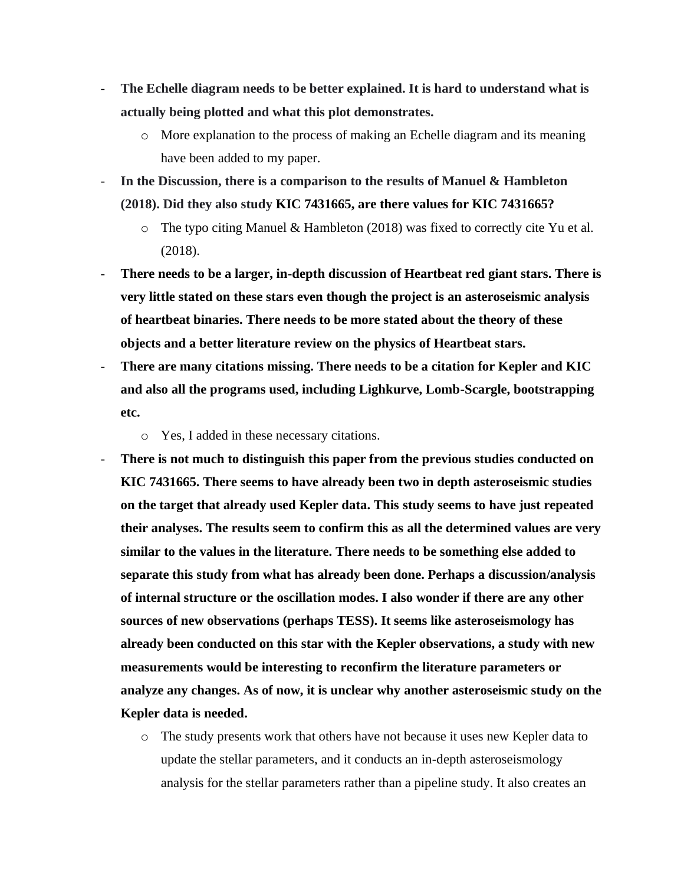- **The Echelle diagram needs to be better explained. It is hard to understand what is actually being plotted and what this plot demonstrates.**
    - More explanation to the process of making an Echelle diagram and its meaning have been added to my paper.
- **In the Discussion, there is a comparison to the results of Manuel & Hambleton (2018). Did they also study KIC 7431665, are there values for KIC 7431665?**
    - The typo citing Manuel & Hambleton (2018) was fixed to correctly cite Yu et al. (2018).
- **There needs to be a larger, in-depth discussion of Heartbeat red giant stars. There is very little stated on these stars even though the project is an asteroseismic analysis of heartbeat binaries. There needs to be more stated about the theory of these objects and a better literature review on the physics of Heartbeat stars.**
- **There are many citations missing. There needs to be a citation for Kepler and KIC and also all the programs used, including Lighkurve, Lomb-Scargle, bootstrapping etc.**
    - Yes, I added in these necessary citations.
- **There is not much to distinguish this paper from the previous studies conducted on KIC 7431665. There seems to have already been two in depth asteroseismic studies on the target that already used Kepler data. This study seems to have just repeated their analyses. The results seem to confirm this as all the determined values are very similar to the values in the literature. There needs to be something else added to separate this study from what has already been done. Perhaps a discussion/analysis of internal structure or the oscillation modes. I also wonder if there are any other sources of new observations (perhaps TESS). It seems like asteroseismology has already been conducted on this star with the Kepler observations, a study with new measurements would be interesting to reconfirm the literature parameters or analyze any changes. As of now, it is unclear why another asteroseismic study on the Kepler data is needed.**
    - The study presents work that others have not because it uses new Kepler data to update the stellar parameters, and it conducts an in-depth asteroseismology analysis for the stellar parameters rather than a pipeline study. It also creates an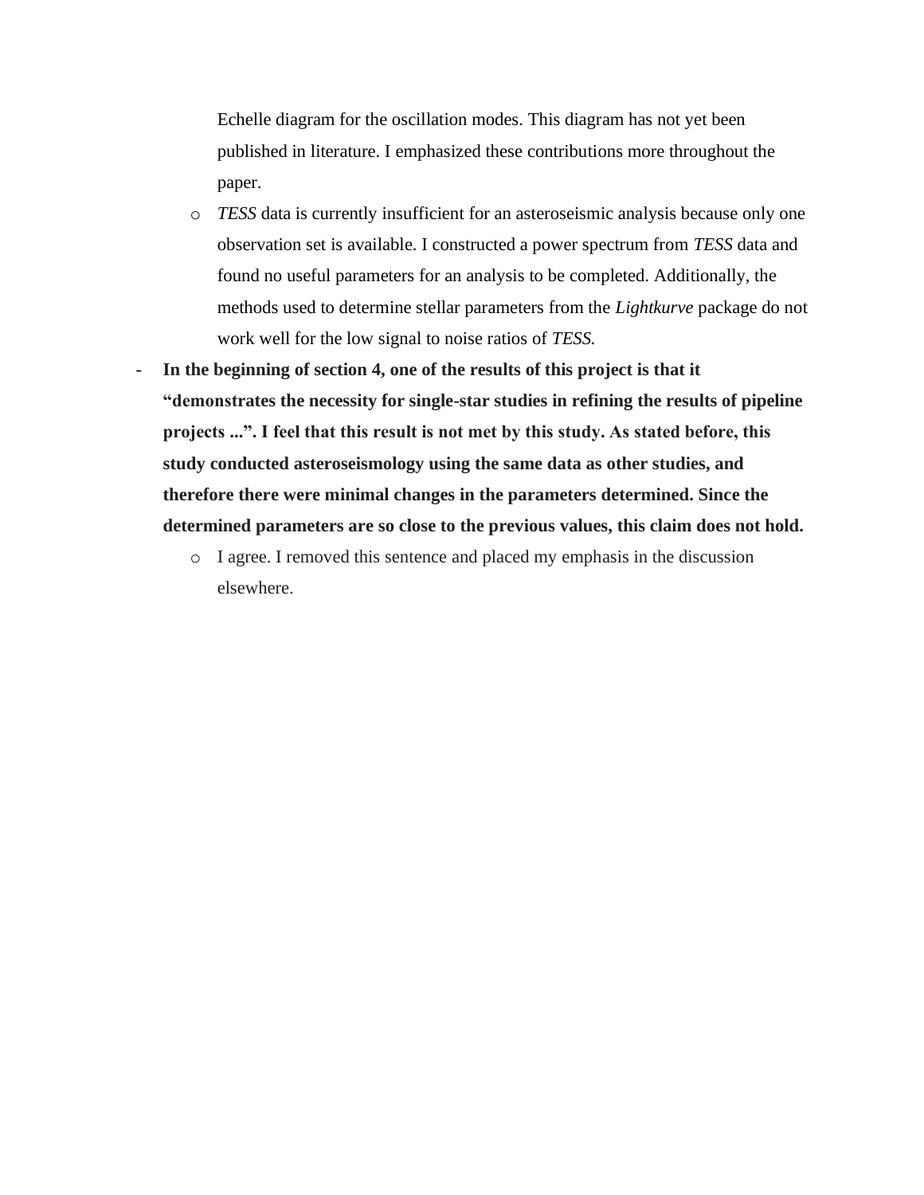Echelle diagram for the oscillation modes. This diagram has not yet been published in literature. I emphasized these contributions more throughout the paper.

   - *TESS* data is currently insufficient for an asteroseismic analysis because only one observation set is available. I constructed a power spectrum from *TESS* data and found no useful parameters for an analysis to be completed. Additionally, the methods used to determine stellar parameters from the *Lightkurve* package do not work well for the low signal to noise ratios of *TESS.*

- **In the beginning of section 4, one of the results of this project is that it "demonstrates the necessity for single-star studies in refining the results of pipeline projects ...". I feel that this result is not met by this study. As stated before, this study conducted asteroseismology using the same data as other studies, and therefore there were minimal changes in the parameters determined. Since the determined parameters are so close to the previous values, this claim does not hold.**
   - I agree. I removed this sentence and placed my emphasis in the discussion elsewhere.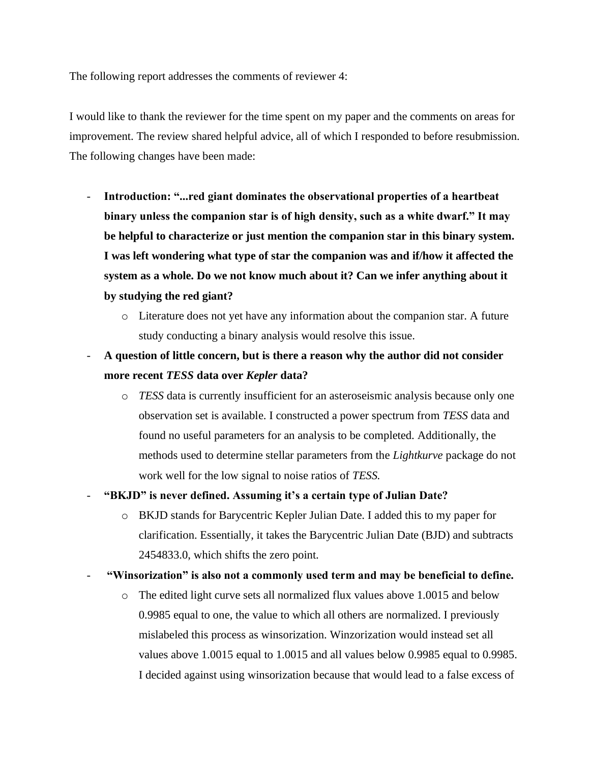The following report addresses the comments of reviewer 4:

I would like to thank the reviewer for the time spent on my paper and the comments on areas for improvement. The review shared helpful advice, all of which I responded to before resubmission. The following changes have been made:

- **Introduction: "...red giant dominates the observational properties of a heartbeat binary unless the companion star is of high density, such as a white dwarf." It may be helpful to characterize or just mention the companion star in this binary system. I was left wondering what type of star the companion was and if/how it affected the system as a whole. Do we not know much about it? Can we infer anything about it by studying the red giant?**
    - Literature does not yet have any information about the companion star. A future study conducting a binary analysis would resolve this issue.
- **A question of little concern, but is there a reason why the author did not consider more recent *TESS* data over *Kepler* data?**
    - *TESS* data is currently insufficient for an asteroseismic analysis because only one observation set is available. I constructed a power spectrum from *TESS* data and found no useful parameters for an analysis to be completed. Additionally, the methods used to determine stellar parameters from the *Lightkurve* package do not work well for the low signal to noise ratios of *TESS.*
- **"BKJD" is never defined. Assuming it's a certain type of Julian Date?**
    - BKJD stands for Barycentric Kepler Julian Date. I added this to my paper for clarification. Essentially, it takes the Barycentric Julian Date (BJD) and subtracts 2454833.0, which shifts the zero point.
- **"Winsorization" is also not a commonly used term and may be beneficial to define.**
    - The edited light curve sets all normalized flux values above 1.0015 and below 0.9985 equal to one, the value to which all others are normalized. I previously mislabeled this process as winsorization. Winzorization would instead set all values above 1.0015 equal to 1.0015 and all values below 0.9985 equal to 0.9985. I decided against using winsorization because that would lead to a false excess of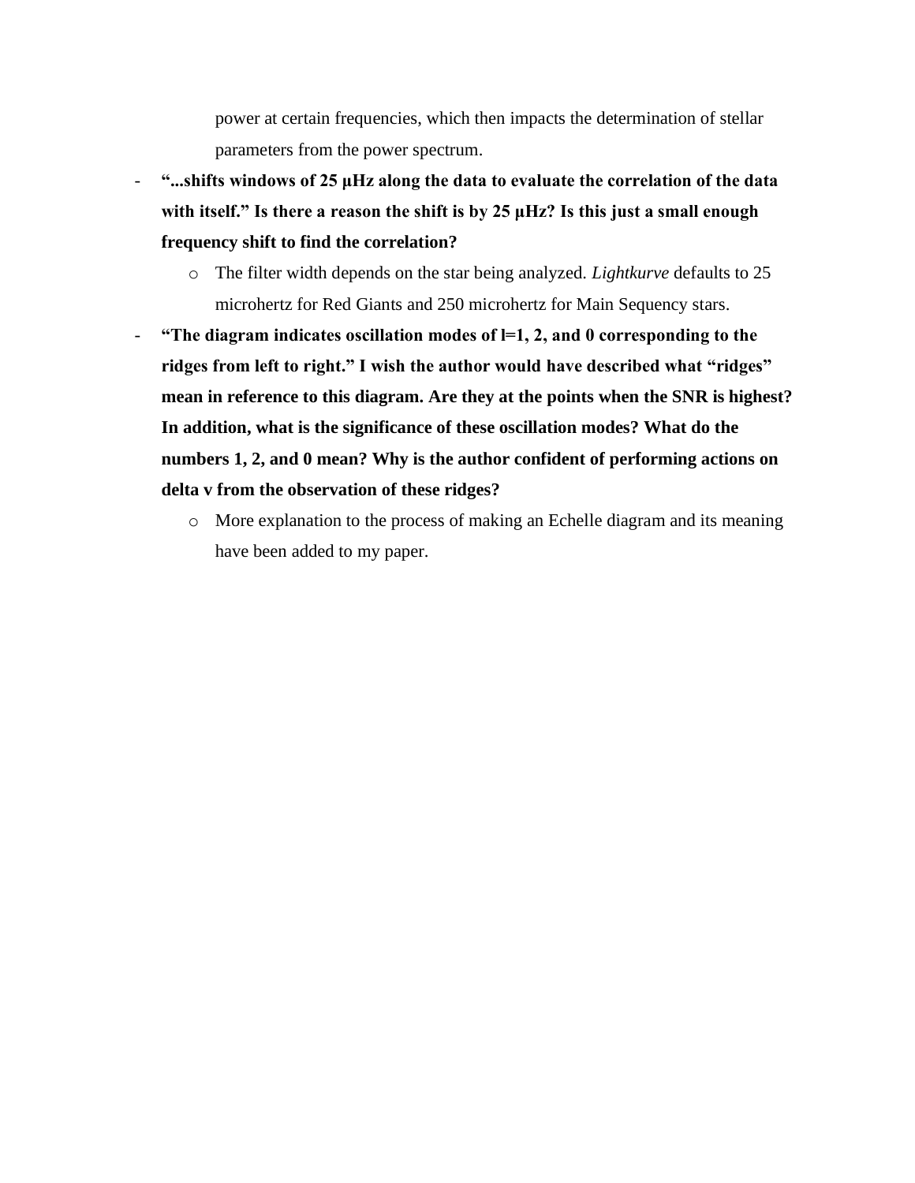power at certain frequencies, which then impacts the determination of stellar parameters from the power spectrum.

- **"...shifts windows of 25 μHz along the data to evaluate the correlation of the data with itself." Is there a reason the shift is by 25 μHz? Is this just a small enough frequency shift to find the correlation?**
  - The filter width depends on the star being analyzed. *Lightkurve* defaults to 25 microhertz for Red Giants and 250 microhertz for Main Sequency stars.
- **"The diagram indicates oscillation modes of l=1, 2, and 0 corresponding to the ridges from left to right." I wish the author would have described what "ridges" mean in reference to this diagram. Are they at the points when the SNR is highest? In addition, what is the significance of these oscillation modes? What do the numbers 1, 2, and 0 mean? Why is the author confident of performing actions on delta v from the observation of these ridges?**
  - More explanation to the process of making an Echelle diagram and its meaning have been added to my paper.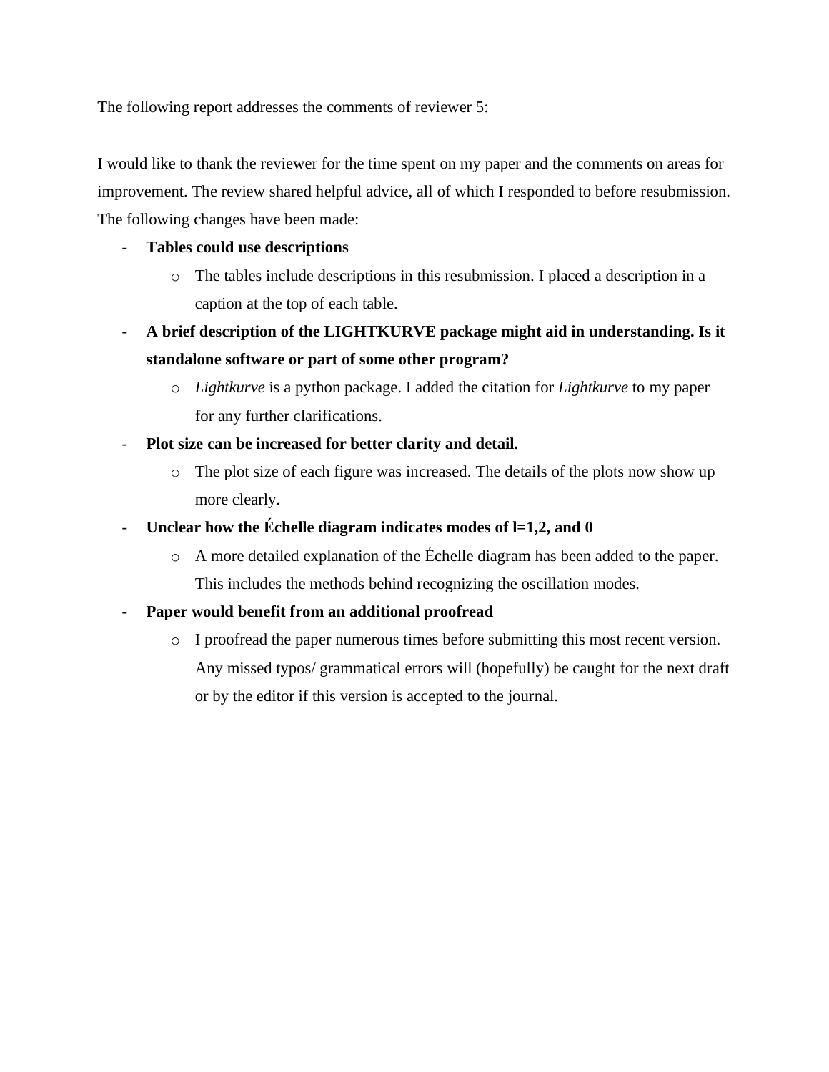The following report addresses the comments of reviewer 5:

I would like to thank the reviewer for the time spent on my paper and the comments on areas for improvement. The review shared helpful advice, all of which I responded to before resubmission. The following changes have been made:

- **Tables could use descriptions**
  - The tables include descriptions in this resubmission. I placed a description in a caption at the top of each table.
- **A brief description of the LIGHTKURVE package might aid in understanding. Is it standalone software or part of some other program?**
  - *Lightkurve* is a python package. I added the citation for *Lightkurve* to my paper for any further clarifications.
- **Plot size can be increased for better clarity and detail.**
  - The plot size of each figure was increased. The details of the plots now show up more clearly.
- **Unclear how the Échelle diagram indicates modes of l=1,2, and 0**
  - A more detailed explanation of the Échelle diagram has been added to the paper. This includes the methods behind recognizing the oscillation modes.
- **Paper would benefit from an additional proofread**
  - I proofread the paper numerous times before submitting this most recent version. Any missed typos/ grammatical errors will (hopefully) be caught for the next draft or by the editor if this version is accepted to the journal.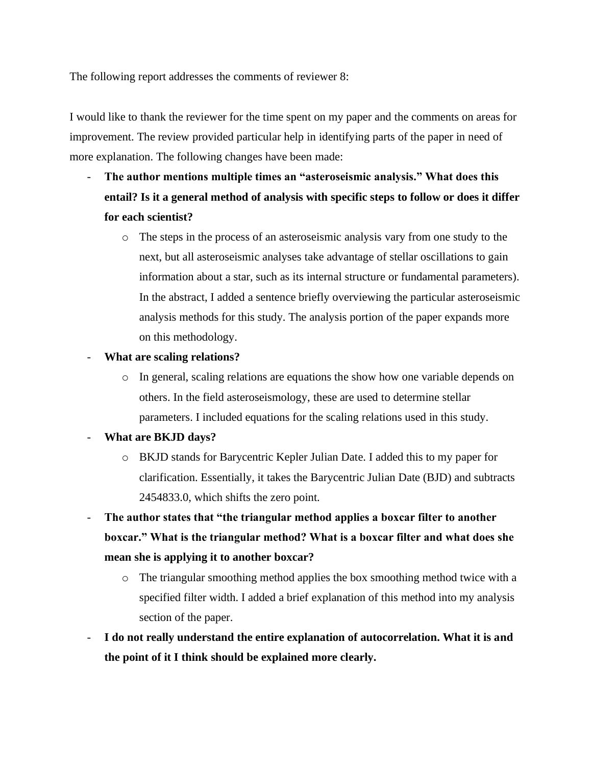The following report addresses the comments of reviewer 8:

I would like to thank the reviewer for the time spent on my paper and the comments on areas for improvement. The review provided particular help in identifying parts of the paper in need of more explanation. The following changes have been made:

- **The author mentions multiple times an "asteroseismic analysis." What does this entail? Is it a general method of analysis with specific steps to follow or does it differ for each scientist?**
    - The steps in the process of an asteroseismic analysis vary from one study to the next, but all asteroseismic analyses take advantage of stellar oscillations to gain information about a star, such as its internal structure or fundamental parameters). In the abstract, I added a sentence briefly overviewing the particular asteroseismic analysis methods for this study. The analysis portion of the paper expands more on this methodology.
- **What are scaling relations?**
    - In general, scaling relations are equations the show how one variable depends on others. In the field asteroseismology, these are used to determine stellar parameters. I included equations for the scaling relations used in this study.
- **What are BKJD days?**
    - BKJD stands for Barycentric Kepler Julian Date. I added this to my paper for clarification. Essentially, it takes the Barycentric Julian Date (BJD) and subtracts 2454833.0, which shifts the zero point.
- **The author states that "the triangular method applies a boxcar filter to another boxcar." What is the triangular method? What is a boxcar filter and what does she mean she is applying it to another boxcar?**
    - The triangular smoothing method applies the box smoothing method twice with a specified filter width. I added a brief explanation of this method into my analysis section of the paper.
- **I do not really understand the entire explanation of autocorrelation. What it is and the point of it I think should be explained more clearly.**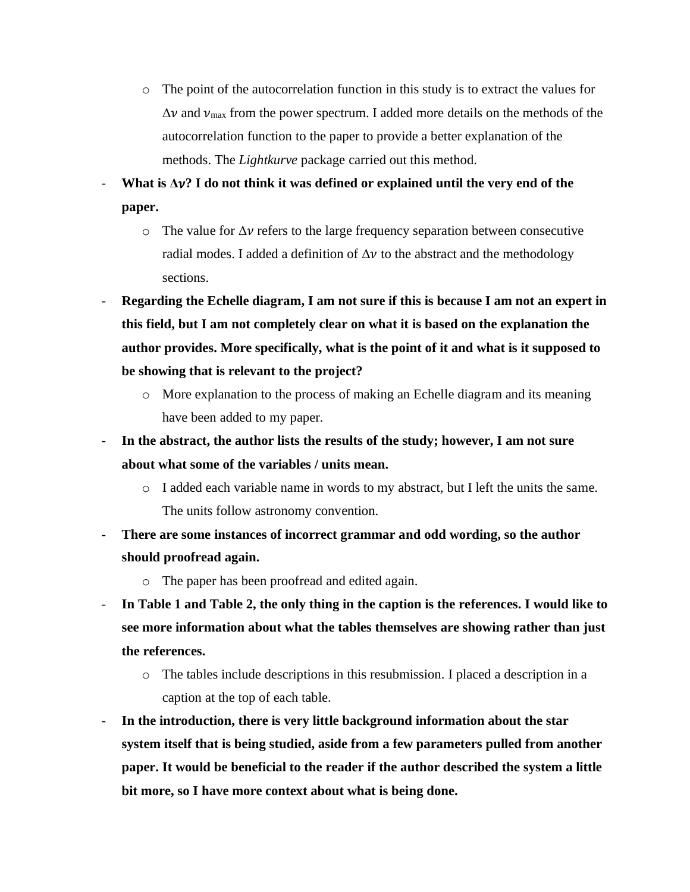- The point of the autocorrelation function in this study is to extract the values for $\Delta\nu$ and $\nu_{\max}$ from the power spectrum. I added more details on the methods of the autocorrelation function to the paper to provide a better explanation of the methods. The *Lightkurve* package carried out this method.

- **What is $\Delta\nu$? I do not think it was defined or explained until the very end of the paper.**
  - The value for $\Delta\nu$ refers to the large frequency separation between consecutive radial modes. I added a definition of $\Delta\nu$ to the abstract and the methodology sections.
- **Regarding the Echelle diagram, I am not sure if this is because I am not an expert in this field, but I am not completely clear on what it is based on the explanation the author provides. More specifically, what is the point of it and what is it supposed to be showing that is relevant to the project?**
  - More explanation to the process of making an Echelle diagram and its meaning have been added to my paper.
- **In the abstract, the author lists the results of the study; however, I am not sure about what some of the variables / units mean.**
  - I added each variable name in words to my abstract, but I left the units the same. The units follow astronomy convention.
- **There are some instances of incorrect grammar and odd wording, so the author should proofread again.**
  - The paper has been proofread and edited again.
- **In Table 1 and Table 2, the only thing in the caption is the references. I would like to see more information about what the tables themselves are showing rather than just the references.**
  - The tables include descriptions in this resubmission. I placed a description in a caption at the top of each table.
- **In the introduction, there is very little background information about the star system itself that is being studied, aside from a few parameters pulled from another paper. It would be beneficial to the reader if the author described the system a little bit more, so I have more context about what is being done.**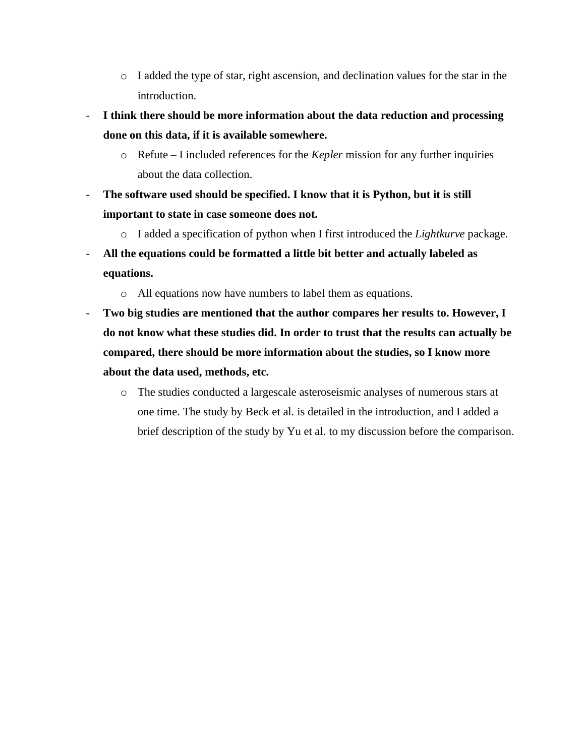- I added the type of star, right ascension, and declination values for the star in the introduction.
- **I think there should be more information about the data reduction and processing done on this data, if it is available somewhere.**
  - Refute – I included references for the *Kepler* mission for any further inquiries about the data collection.
- **The software used should be specified. I know that it is Python, but it is still important to state in case someone does not.**
  - I added a specification of python when I first introduced the *Lightkurve* package.
- **All the equations could be formatted a little bit better and actually labeled as equations.**
  - All equations now have numbers to label them as equations.
- **Two big studies are mentioned that the author compares her results to. However, I do not know what these studies did. In order to trust that the results can actually be compared, there should be more information about the studies, so I know more about the data used, methods, etc.**
  - The studies conducted a largescale asteroseismic analyses of numerous stars at one time. The study by Beck et al. is detailed in the introduction, and I added a brief description of the study by Yu et al. to my discussion before the comparison.